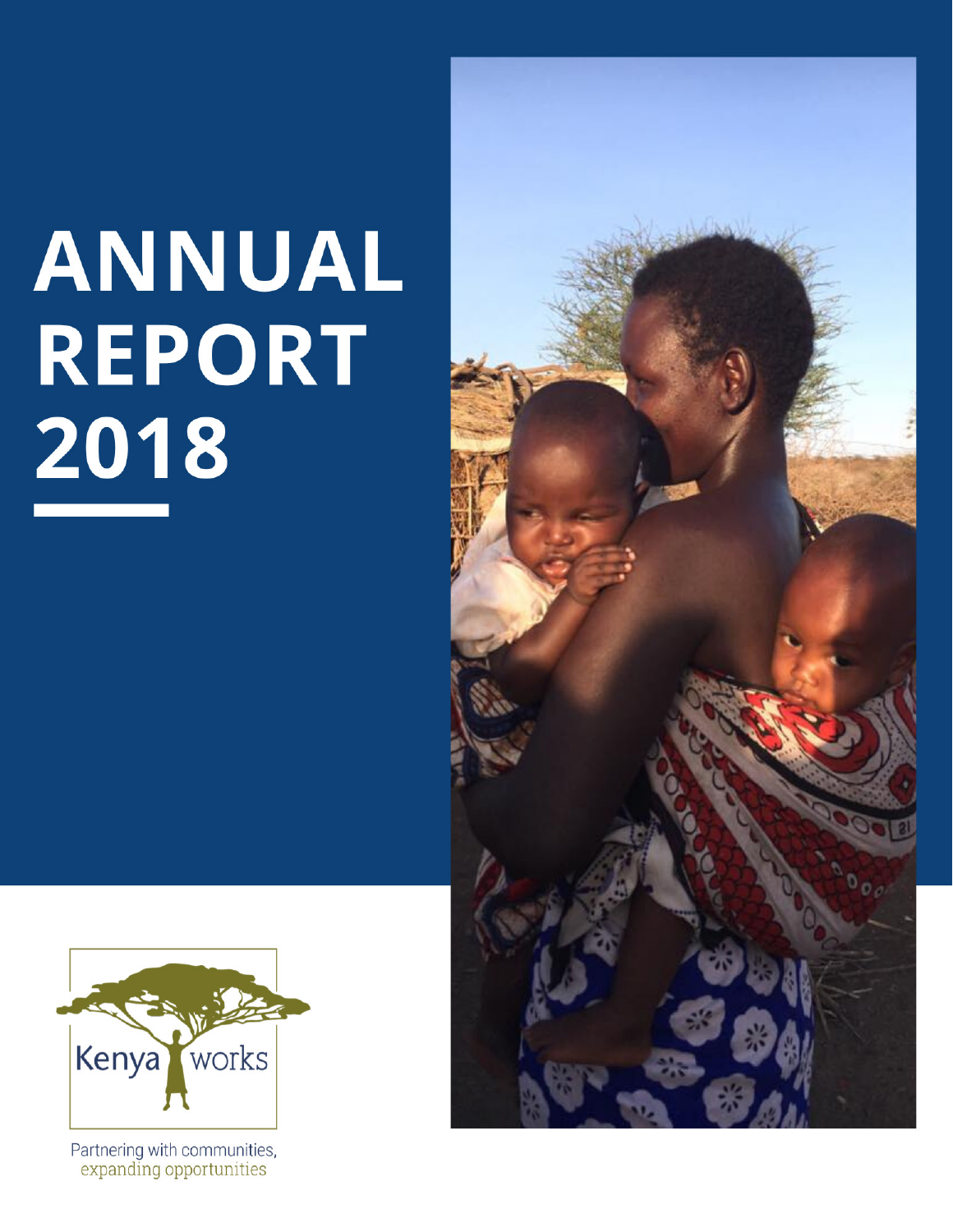# ANNUAL REPORT 2018

Kenya works

Partnering with communities, expanding opportunities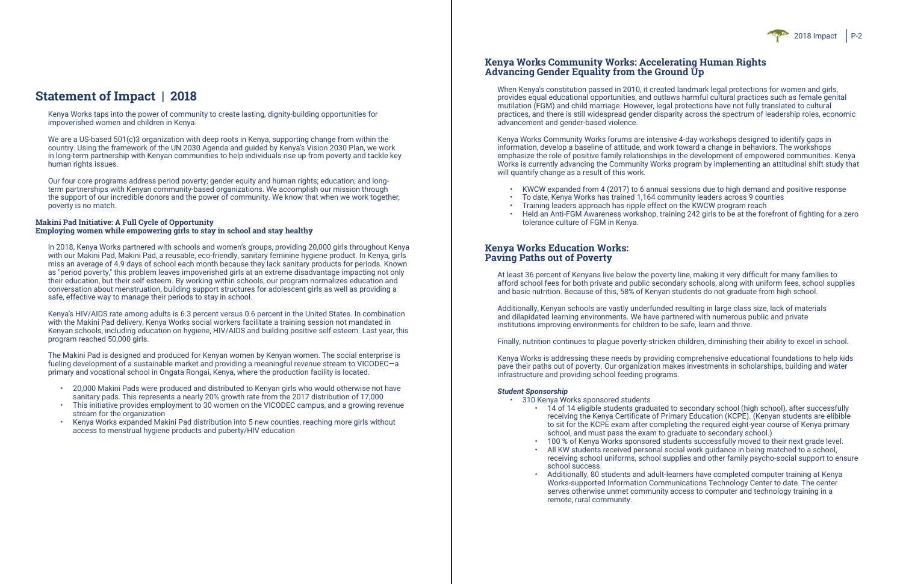# Statement of Impact | 2018

Kenya Works taps into the power of community to create lasting, dignity-building opportunities for impoverished women and children in Kenya.

We are a US-based 501(c)3 organization with deep roots in Kenya, supporting change from within the country. Using the framework of the UN 2030 Agenda and guided by Kenya's Vision 2030 Plan, we work in long-term partnership with Kenyan communities to help individuals rise up from poverty and tackle key human rights issues.

Our four core programs address period poverty; gender equity and human rights; education; and long-term partnerships with Kenyan community-based organizations. We accomplish our mission through the support of our incredible donors and the power of community. We know that when we work together, poverty is no match.

### Makini Pad Initiative: A Full Cycle of Opportunity
### Employing women while empowering girls to stay in school and stay healthy

In 2018, Kenya Works partnered with schools and women's groups, providing 20,000 girls throughout Kenya with our Makini Pad, Makini Pad, a reusable, eco-friendly, sanitary feminine hygiene product. In Kenya, girls miss an average of 4.9 days of school each month because they lack sanitary products for periods. Known as "period poverty," this problem leaves impoverished girls at an extreme disadvantage impacting not only their education, but their self esteem. By working within schools, our program normalizes education and conversation about menstruation, building support structures for adolescent girls as well as providing a safe, effective way to manage their periods to stay in school.

Kenya's HIV/AIDS rate among adults is 6.3 percent versus 0.6 percent in the United States. In combination with the Makini Pad delivery, Kenya Works social workers facilitate a training session not mandated in Kenyan schools, including education on hygiene, HIV/AIDS and building positive self esteem. Last year, this program reached 50,000 girls.

The Makini Pad is designed and produced for Kenyan women by Kenyan women. The social enterprise is fueling development of a sustainable market and providing a meaningful revenue stream to VICODEC—a primary and vocational school in Ongata Rongai, Kenya, where the production facility is located.

- 20,000 Makini Pads were produced and distributed to Kenyan girls who would otherwise not have sanitary pads. This represents a nearly 20% growth rate from the 2017 distribution of 17,000
- This initiative provides employment to 30 women on the VICODEC campus, and a growing revenue stream for the organization
- Kenya Works expanded Makini Pad distribution into 5 new counties, reaching more girls without access to menstrual hygiene products and puberty/HIV education

## Kenya Works Community Works: Accelerating Human Rights Advancing Gender Equality from the Ground Up

When Kenya's constitution passed in 2010, it created landmark legal protections for women and girls, provides equal educational opportunities, and outlaws harmful cultural practices such as female genital mutilation (FGM) and child marriage. However, legal protections have not fully translated to cultural practices, and there is still widespread gender disparity across the spectrum of leadership roles, economic advancement and gender-based violence.

Kenya Works Community Works forums are intensive 4-day workshops designed to identify gaps in information, develop a baseline of attitude, and work toward a change in behaviors. The workshops emphasize the role of positive family relationships in the development of empowered communities. Kenya Works is currently advancing the Community Works program by implementing an attitudinal shift study that will quantify change as a result of this work.

- KWCW expanded from 4 (2017) to 6 annual sessions due to high demand and positive response
- To date, Kenya Works has trained 1,164 community leaders across 9 counties
- Training leaders approach has ripple effect on the KWCW program reach
- Held an Anti-FGM Awareness workshop, training 242 girls to be at the forefront of fighting for a zero tolerance culture of FGM in Kenya.

## Kenya Works Education Works: Paving Paths out of Poverty

At least 36 percent of Kenyans live below the poverty line, making it very difficult for many families to afford school fees for both private and public secondary schools, along with uniform fees, school supplies and basic nutrition. Because of this, 58% of Kenyan students do not graduate from high school.

Additionally, Kenyan schools are vastly underfunded resulting in large class size, lack of materials and dilapidated learning environments. We have partnered with numerous public and private institutions improving environments for children to be safe, learn and thrive.

Finally, nutrition continues to plague poverty-stricken children, diminishing their ability to excel in school.

Kenya Works is addressing these needs by providing comprehensive educational foundations to help kids pave their paths out of poverty. Our organization makes investments in scholarships, building and water infrastructure and providing school feeding programs.

***Student Sponsorship***

- 310 Kenya Works sponsored students
  - 14 of 14 eligible students graduated to secondary school (high school), after successfully receiving the Kenya Certificate of Primary Education (KCPE). (Kenyan students are elibible to sit for the KCPE exam after completing the required eight-year course of Kenya primary school, and must pass the exam to graduate to secondary school.)
  - 100 % of Kenya Works sponsored students successfully moved to their next grade level.
  - All KW students received personal social work guidance in being matched to a school, receiving school uniforms, school supplies and other family psycho-social support to ensure school success.
  - Additionally, 80 students and adult-learners have completed computer training at Kenya Works-supported Information Communications Technology Center to date. The center serves otherwise unmet community access to computer and technology training in a remote, rural community.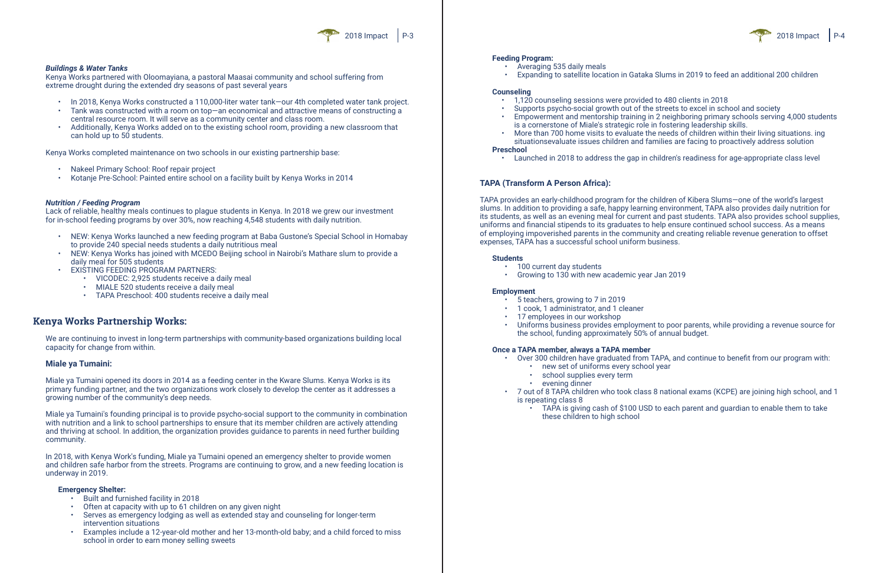***Buildings & Water Tanks***
Kenya Works partnered with Oloomayiana, a pastoral Maasai community and school suffering from extreme drought during the extended dry seasons of past several years

- In 2018, Kenya Works constructed a 110,000-liter water tank—our 4th completed water tank project.
- Tank was constructed with a room on top—an economical and attractive means of constructing a central resource room. It will serve as a community center and class room.
- Additionally, Kenya Works added on to the existing school room, providing a new classroom that can hold up to 50 students.

Kenya Works completed maintenance on two schools in our existing partnership base:

- Nakeel Primary School: Roof repair project
- Kotanje Pre-School: Painted entire school on a facility built by Kenya Works in 2014

***Nutrition / Feeding Program***
Lack of reliable, healthy meals continues to plague students in Kenya. In 2018 we grew our investment for in-school feeding programs by over 30%, now reaching 4,548 students with daily nutrition.

- NEW: Kenya Works launched a new feeding program at Baba Gustone's Special School in Homabay to provide 240 special needs students a daily nutritious meal
- NEW: Kenya Works has joined with MCEDO Beijing school in Nairobi's Mathare slum to provide a daily meal for 505 students
- EXISTING FEEDING PROGRAM PARTNERS:
  - VICODEC: 2,925 students receive a daily meal
  - MIALE 520 students receive a daily meal
  - TAPA Preschool: 400 students receive a daily meal

## Kenya Works Partnership Works:

We are continuing to invest in long-term partnerships with community-based organizations building local capacity for change from within.

### Miale ya Tumaini:

Miale ya Tumaini opened its doors in 2014 as a feeding center in the Kware Slums. Kenya Works is its primary funding partner, and the two organizations work closely to develop the center as it addresses a growing number of the community's deep needs.

Miale ya Tumaini's founding principal is to provide psycho-social support to the community in combination with nutrition and a link to school partnerships to ensure that its member children are actively attending and thriving at school. In addition, the organization provides guidance to parents in need further building community.

In 2018, with Kenya Work's funding, Miale ya Tumaini opened an emergency shelter to provide women and children safe harbor from the streets. Programs are continuing to grow, and a new feeding location is underway in 2019.

**Emergency Shelter:**
- Built and furnished facility in 2018
- Often at capacity with up to 61 children on any given night
- Serves as emergency lodging as well as extended stay and counseling for longer-term intervention situations
- Examples include a 12-year-old mother and her 13-month-old baby; and a child forced to miss school in order to earn money selling sweets

**Feeding Program:**
- Averaging 535 daily meals
- Expanding to satellite location in Gataka Slums in 2019 to feed an additional 200 children

**Counseling**
- 1,120 counseling sessions were provided to 480 clients in 2018
- Supports psycho-social growth out of the streets to excel in school and society
- Empowerment and mentorship training in 2 neighboring primary schools serving 4,000 students is a cornerstone of Miale's strategic role in fostering leadership skills.
- More than 700 home visits to evaluate the needs of children within their living situations. ing situationsevaluate issues children and families are facing to proactively address solution

**Preschool**
- Launched in 2018 to address the gap in children's readiness for age-appropriate class level

### TAPA (Transform A Person Africa):

TAPA provides an early-childhood program for the children of Kibera Slums—one of the world's largest slums. In addition to providing a safe, happy learning environment, TAPA also provides daily nutrition for its students, as well as an evening meal for current and past students. TAPA also provides school supplies, uniforms and financial stipends to its graduates to help ensure continued school success. As a means of employing impoverished parents in the community and creating reliable revenue generation to offset expenses, TAPA has a successful school uniform business.

**Students**
- 100 current day students
- Growing to 130 with new academic year Jan 2019

**Employment**
- 5 teachers, growing to 7 in 2019
- 1 cook, 1 administrator, and 1 cleaner
- 17 employees in our workshop
- Uniforms business provides employment to poor parents, while providing a revenue source for the school, funding approximately 50% of annual budget.

**Once a TAPA member, always a TAPA member**
- Over 300 children have graduated from TAPA, and continue to benefit from our program with:
  - new set of uniforms every school year
  - school supplies every term
  - evening dinner
- 7 out of 8 TAPA children who took class 8 national exams (KCPE) are joining high school, and 1 is repeating class 8
  - TAPA is giving cash of $100 USD to each parent and guardian to enable them to take these children to high school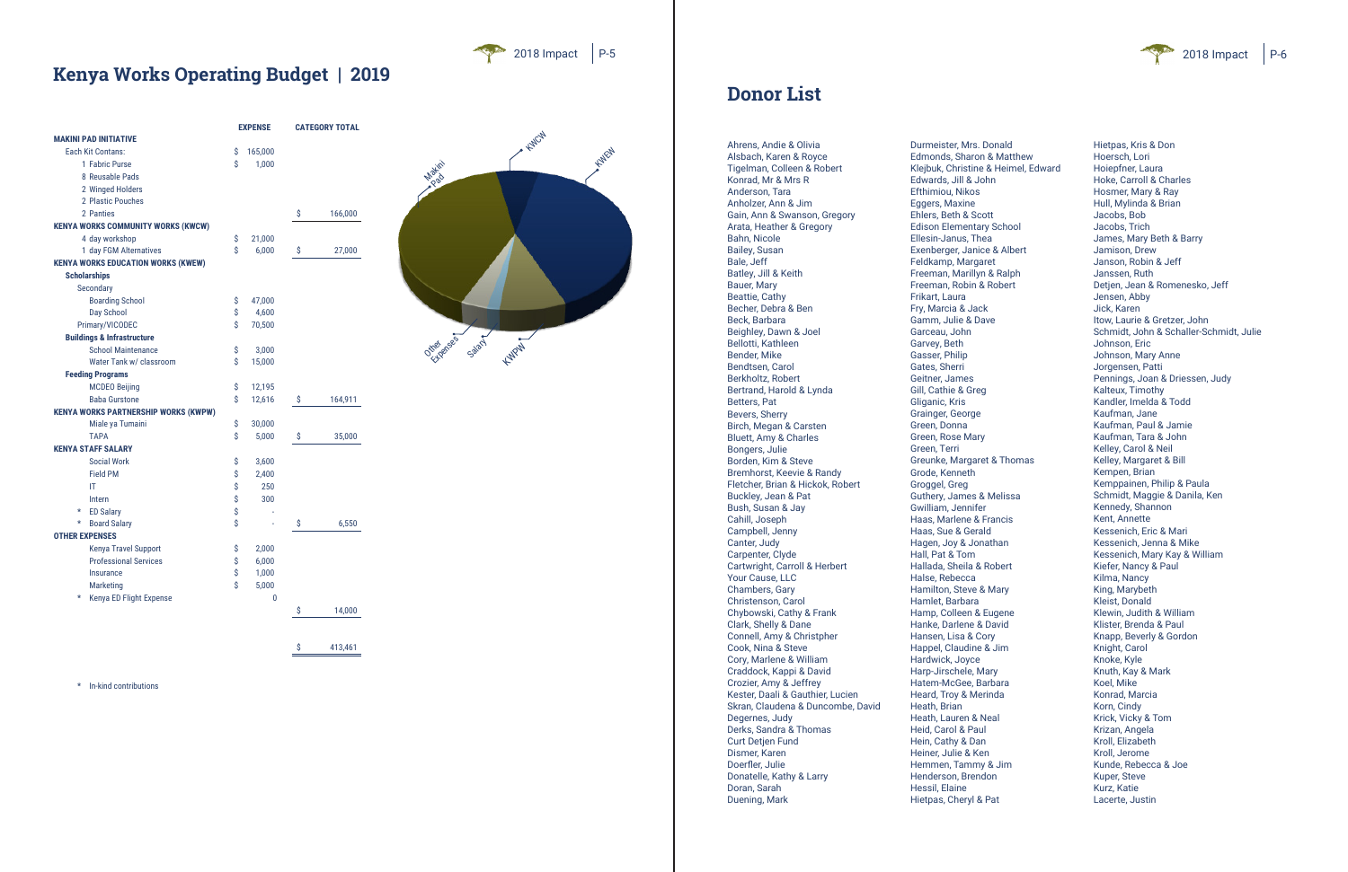# Kenya Works Operating Budget | 2019

| | EXPENSE | CATEGORY TOTAL |
|---|---|---|
| **MAKINI PAD INITIATIVE** | | |
| Each Kit Contans: | $ 165,000 | |
| 1 Fabric Purse | $ 1,000 | |
| 8 Reusable Pads | | |
| 2 Winged Holders | | |
| 2 Plastic Pouches | | |
| 2 Panties | | $ 166,000 |
| **KENYA WORKS COMMUNITY WORKS (KWCW)** | | |
| 4 day workshop | $ 21,000 | |
| 1 day FGM Alternatives | $ 6,000 | $ 27,000 |
| **KENYA WORKS EDUCATION WORKS (KWEW)** | | |
| **Scholarships** | | |
| Secondary | | |
| Boarding School | $ 47,000 | |
| Day School | $ 4,600 | |
| Primary/VICODEC | $ 70,500 | |
| **Buildings & Infrastructure** | | |
| School Maintenance | $ 3,000 | |
| Water Tank w/ classroom | $ 15,000 | |
| **Feeding Programs** | | |
| MCDEO Beijing | $ 12,195 | |
| Baba Gurstone | $ 12,616 | $ 164,911 |
| **KENYA WORKS PARTNERSHIP WORKS (KWPW)** | | |
| Miale ya Tumaini | $ 30,000 | |
| TAPA | $ 5,000 | $ 35,000 |
| **KENYA STAFF SALARY** | | |
| Social Work | $ 3,600 | |
| Field PM | $ 2,400 | |
| IT | $ 250 | |
| Intern | $ 300 | |
| * ED Salary | $ - | |
| * Board Salary | $ - | $ 6,550 |
| **OTHER EXPENSES** | | |
| Kenya Travel Support | $ 2,000 | |
| Professional Services | $ 6,000 | |
| Insurance | $ 1,000 | |
| Marketing | $ 5,000 | |
| * Kenya ED Flight Expense | 0 | |
| | | $ 14,000 |
| | | $ 413,461 |

\* In-kind contributions

Chart labels: Makini Pad, KWCW, KWEW, KWPW, Salary, Other Expenses

# Donor List

Ahrens, Andie & Olivia
Alsbach, Karen & Royce
Tigelman, Colleen & Robert
Konrad, Mr & Mrs R
Anderson, Tara
Anholzer, Ann & Jim
Gain, Ann & Swanson, Gregory
Arata, Heather & Gregory
Bahn, Nicole
Bailey, Susan
Bale, Jeff
Batley, Jill & Keith
Bauer, Mary
Beattie, Cathy
Becher, Debra & Ben
Beck, Barbara
Beighley, Dawn & Joel
Bellotti, Kathleen
Bender, Mike
Bendtsen, Carol
Berkholtz, Robert
Bertrand, Harold & Lynda
Betters, Pat
Bevers, Sherry
Birch, Megan & Carsten
Bluett, Amy & Charles
Bongers, Julie
Borden, Kim & Steve
Bremhorst, Keevie & Randy
Fletcher, Brian & Hickok, Robert
Buckley, Jean & Pat
Bush, Susan & Jay
Cahill, Joseph
Campbell, Jenny
Canter, Judy
Carpenter, Clyde
Cartwright, Carroll & Herbert
Your Cause, LLC
Chambers, Gary
Christenson, Carol
Chybowski, Cathy & Frank
Clark, Shelly & Dane
Connell, Amy & Christpher
Cook, Nina & Steve
Cory, Marlene & William
Craddock, Kappi & David
Crozier, Amy & Jeffrey
Kester, Daali & Gauthier, Lucien
Skran, Claudena & Duncombe, David
Degernes, Judy
Derks, Sandra & Thomas
Curt Detjen Fund
Dismer, Karen
Doerfler, Julie
Donatelle, Kathy & Larry
Doran, Sarah
Duening, Mark
Durmeister, Mrs. Donald
Edmonds, Sharon & Matthew
Klejbuk, Christine & Heimel, Edward
Edwards, Jill & John
Efthimiou, Nikos
Eggers, Maxine
Ehlers, Beth & Scott
Edison Elementary School
Ellesin-Janus, Thea
Exenberger, Janice & Albert
Feldkamp, Margaret
Freeman, Marillyn & Ralph
Freeman, Robin & Robert
Frikart, Laura
Fry, Marcia & Jack
Gamm, Julie & Dave
Garceau, John
Garvey, Beth
Gasser, Philip
Gates, Sherri
Geitner, James
Gill, Cathie & Greg
Gliganic, Kris
Grainger, George
Green, Donna
Green, Rose Mary
Green, Terri
Greunke, Margaret & Thomas
Grode, Kenneth
Groggel, Greg
Guthery, James & Melissa
Gwilliam, Jennifer
Haas, Marlene & Francis
Haas, Sue & Gerald
Hagen, Joy & Jonathan
Hall, Pat & Tom
Hallada, Sheila & Robert
Halse, Rebecca
Hamilton, Steve & Mary
Hamlet, Barbara
Hamp, Colleen & Eugene
Hanke, Darlene & David
Hansen, Lisa & Cory
Happel, Claudine & Jim
Hardwick, Joyce
Harp-Jirschele, Mary
Hatem-McGee, Barbara
Heard, Troy & Merinda
Heath, Brian
Heath, Lauren & Neal
Heid, Carol & Paul
Hein, Cathy & Dan
Heiner, Julie & Ken
Hemmen, Tammy & Jim
Henderson, Brendon
Hessil, Elaine
Hietpas, Cheryl & Pat
Hietpas, Kris & Don
Hoersch, Lori
Hoiepfner, Laura
Hoke, Carroll & Charles
Hosmer, Mary & Ray
Hull, Mylinda & Brian
Jacobs, Bob
Jacobs, Trich
James, Mary Beth & Barry
Jamison, Drew
Janson, Robin & Jeff
Janssen, Ruth
Detjen, Jean & Romenesko, Jeff
Jensen, Abby
Jick, Karen
Itow, Laurie & Gretzer, John
Schmidt, John & Schaller-Schmidt, Julie
Johnson, Eric
Johnson, Mary Anne
Jorgensen, Patti
Pennings, Joan & Driessen, Judy
Kalteux, Timothy
Kandler, Imelda & Todd
Kaufman, Jane
Kaufman, Paul & Jamie
Kaufman, Tara & John
Kelley, Carol & Neil
Kelley, Margaret & Bill
Kempen, Brian
Kemppainen, Philip & Paula
Schmidt, Maggie & Danila, Ken
Kennedy, Shannon
Kent, Annette
Kessenich, Eric & Mari
Kessenich, Jenna & Mike
Kessenich, Mary Kay & William
Kiefer, Nancy & Paul
Kilma, Nancy
King, Marybeth
Kleist, Donald
Klewin, Judith & William
Klister, Brenda & Paul
Knapp, Beverly & Gordon
Knight, Carol
Knoke, Kyle
Knuth, Kay & Mark
Koel, Mike
Konrad, Marcia
Korn, Cindy
Krick, Vicky & Tom
Krizan, Angela
Kroll, Elizabeth
Kroll, Jerome
Kunde, Rebecca & Joe
Kuper, Steve
Kurz, Katie
Lacerte, Justin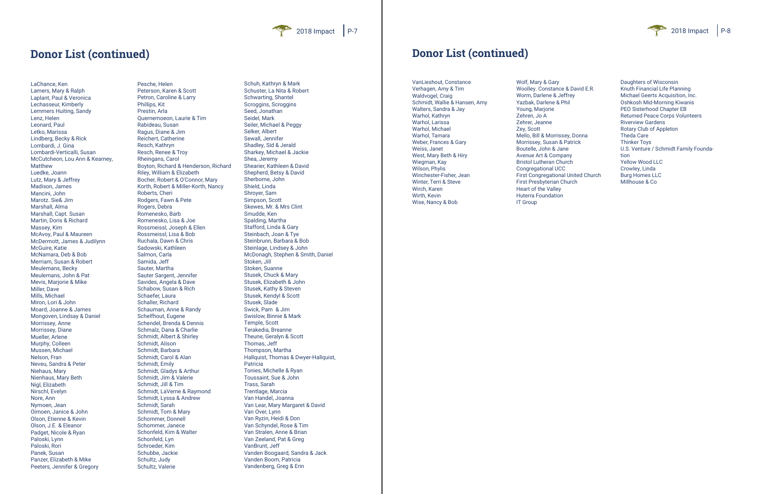## Donor List (continued)

LaChance, Ken
Lamers, Mary & Ralph
Laplant, Paul & Veronica
Lechasseur, Kimberly
Lemmers Huiting, Sandy
Lenz, Helen
Leonard, Paul
Letko, Marissa
Lindberg, Becky & Rick
Lombardi, J. Gina
Lombardi-Verticalli, Susan
McCutcheon, Lou Ann & Kearney, Matthew
Luedke, Joann
Lutz, Mary & Jeffrey
Madison, James
Mancini, John
Marotz. Sie& Jim
Marshall, Alma
Marshall, Capt. Susan
Martin, Doris & Richard
Massey, Kim
McAvoy, Paul & Maureen
McDermott, James & Judilynn
McGuire, Katie
McNamara, Deb & Bob
Merriam, Susan & Robert
Meulemans, Becky
Meulemans, John & Pat
Mevis, Marjorie & Mike
Miller, Dave
Mills, Michael
Miron, Lori & John
Moard, Joanne & James
Mongoven, Lindsay & Daniel
Morrissey, Anne
Morrissey, Diane
Mueller, Arlene
Murphy, Colleen
Mussen, Michael
Nelson, Fran
Neveu, Sandra & Peter
Niehaus, Mary
Nienhaus, Mary Beth
Nigl, Elizabeth
Nirschl, Evelyn
Nore, Ann
Nymoen, Jean
Oimoen, Janice & John
Olson, Etienne & Kevin
Olson, J.E. & Eleanor
Padget, Nicole & Ryan
Paloski, Lynn
Paloski, Rori
Panek, Susan
Panzer, Elizabeth & Mike
Peeters, Jennifer & Gregory

Pesche, Helen
Peterson, Karen & Scott
Petron, Caroline & Larry
Phillips, Kit
Prestin, Arla
Quernemoeon, Laurie & Tim
Rabideau, Susan
Ragus, Diane & Jim
Reichert, Catherine
Resch, Kathryn
Resch, Renee & Troy
Rheingans, Carol
Boyton, Richard & Henderson, Richard
Riley, William & Elizabeth
Bocher, Robert & O'Connor, Mary
Korth, Robert & Miller-Korth, Nancy
Roberts, Cheri
Rodgers, Fawn & Pete
Rogers, Debra
Romenesko, Barb
Romenesko, Lisa & Joe
Rossmeissl, Joseph & Ellen
Rossmeissl, Lisa & Bob
Ruchala, Dawn & Chris
Sadowski, Kathleen
Salmon, Carla
Samida, Jeff
Sauter, Martha
Sauter Sargent, Jennifer
Savides, Angela & Dave
Schabow, Susan & Rich
Schaefer, Laura
Schaller, Richard
Schauman, Anne & Randy
Schelfhout, Eugene
Schendel, Brenda & Dennis
Schmalz, Dana & Charlie
Schmidt, Albert & Shirley
Schmidt, Alison
Schmidt, Barbara
Schmidt, Carol & Alan
Schmidt, Emily
Schmidt, Gladys & Arthur
Schmidt, Jim & Valerie
Schmidt, Jill & Tim
Schmidt, LaVerne & Raymond
Schmidt, Lyssa & Andrew
Schmidt, Sarah
Schmidt, Tom & Mary
Schommer, Donnell
Schommer, Janece
Schonfeld, Kim & Walter
Schonfeld, Lyn
Schroeder, Kim
Schubbe, Jackie
Schultz, Judy
Schultz, Valerie

Schuh, Kathryn & Mark
Schuster, La Nita & Robert
Schwarting, Shantel
Scroggins, Scroggins
Seed, Jonathan
Seidel, Mark
Seiler, Michael & Peggy
Selker, Albert
Sewall, Jennifer
Shadley, Sid & Jerald
Sharkey, Michael & Jackie
Shea, Jeremy
Shearier, Kathleen & David
Shepherd, Betsy & David
Sherborne, John
Shield, Linda
Shroyer, Sam
Simpson, Scott
Skewes, Mr. & Mrs Clint
Smudde, Ken
Spalding, Martha
Stafford, Linda & Gary
Steinbach, Joan & Tye
Steinbrunn, Barbara & Bob
Steinlage, Lindsey & John
McDonagh, Stephen & Smith, Daniel
Stoken, Jill
Stoken, Suanne
Stusek, Chuck & Mary
Stusek, Elizabeth & John
Stusek, Kathy & Steven
Stusek, Kendyl & Scott
Stusek, Slade
Swick, Pam & Jim
Swislow, Binnie & Mark
Temple, Scott
Terakedia, Breanne
Theune, Geralyn & Scott
Thomas, Jeff
Thompson, Martha
Hallquist, Thomas & Dwyer-Hallquist, Patricia
Tonies, Michelle & Ryan
Toussaint, Sue & John
Trass, Sarah
Trentlage, Marcia
Van Handel, Joanna
Van Lear, Mary Margaret & David
Van Over, Lynn
Van Ryzin, Heidi & Don
Van Schyndel, Rose & Tim
Van Stralen, Anne & Brian
Van Zeeland, Pat & Greg
VanBrunt, Jeff
Vanden Boogaard, Sandra & Jack
Vanden Boom, Patricia
Vandenberg, Greg & Erin

## Donor List (continued)

VanLieshout, Constance
Verhagen, Amy & Tim
Waldvogel, Craig
Schmidt, Wallie & Hansen, Amy
Walters, Sandra & Jay
Warhol, Kathryn
Warhol, Larissa
Warhol, Michael
Warhol, Tamara
Weber, Frances & Gary
Weiss, Janet
West, Mary Beth & Hiry
Wiegman, Kay
Wilson, Phylis
Winchester-Fisher, Jean
Winter, Terri & Steve
Wirch, Karen
Wirth, Kevin
Wise, Nancy & Bob

Wolf, Mary & Gary
Woolley. Constance & David E.R.
Worm, Darlene & Jeffrey
Yazbak, Darlene & Phil
Young, Marjorie
Zehren, Jo A
Zehrer, Jeanne
Zey, Scott
Mello, Bill & Morrissey, Donna
Morrissey, Susan & Patrick
Boutelle, John & Jane
Avenue Art & Company
Bristol Lutheran Church
Congregational UCC
First Congregational United Church
First Presbyterian Church
Heart of the Valley
Huterra Foundation
IT Group

Daughters of Wisconsin
Knuth Financial Life Planning
Michael Geerts Acquisition, Inc.
Oshkosh Mid-Morning Kiwanis
PEO Sisterhood Chapter EB
Returned Peace Corps Volunteers
Riverview Gardens
Rotary Club of Appleton
Theda Care
Thinker Toys
U.S. Venture / Schmidt Family Foundation
Yellow Wood LLC
Crowley, Linda
Burg Homes LLC
Millhouse & Co